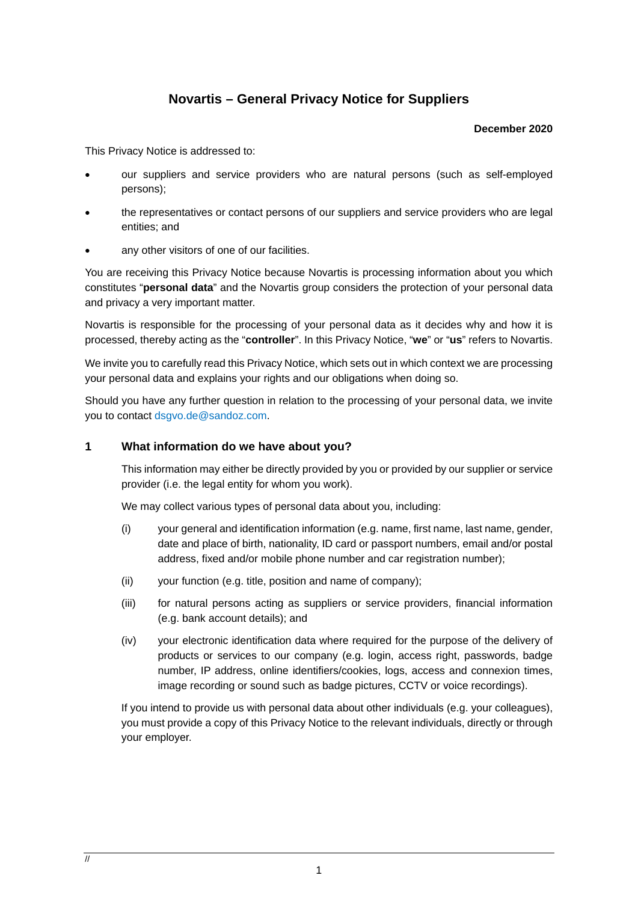# Novartis – General Privacy Notice for Suppliers

**December 2020**

This Privacy Notice is addressed to:

- our suppliers and service providers who are natural persons (such as self-employed persons);
- the representatives or contact persons of our suppliers and service providers who are legal entities; and
- any other visitors of one of our facilities.

You are receiving this Privacy Notice because Novartis is processing information about you which constitutes "**personal data**" and the Novartis group considers the protection of your personal data and privacy a very important matter.

Novartis is responsible for the processing of your personal data as it decides why and how it is processed, thereby acting as the "**controller**". In this Privacy Notice, "**we**" or "**us**" refers to Novartis.

We invite you to carefully read this Privacy Notice, which sets out in which context we are processing your personal data and explains your rights and our obligations when doing so.

Should you have any further question in relation to the processing of your personal data, we invite you to contact dsgvo.de@sandoz.com.

## 1 What information do we have about you?

This information may either be directly provided by you or provided by our supplier or service provider (i.e. the legal entity for whom you work).

We may collect various types of personal data about you, including:

(i) your general and identification information (e.g. name, first name, last name, gender, date and place of birth, nationality, ID card or passport numbers, email and/or postal address, fixed and/or mobile phone number and car registration number);

(ii) your function (e.g. title, position and name of company);

(iii) for natural persons acting as suppliers or service providers, financial information (e.g. bank account details); and

(iv) your electronic identification data where required for the purpose of the delivery of products or services to our company (e.g. login, access right, passwords, badge number, IP address, online identifiers/cookies, logs, access and connexion times, image recording or sound such as badge pictures, CCTV or voice recordings).

If you intend to provide us with personal data about other individuals (e.g. your colleagues), you must provide a copy of this Privacy Notice to the relevant individuals, directly or through your employer.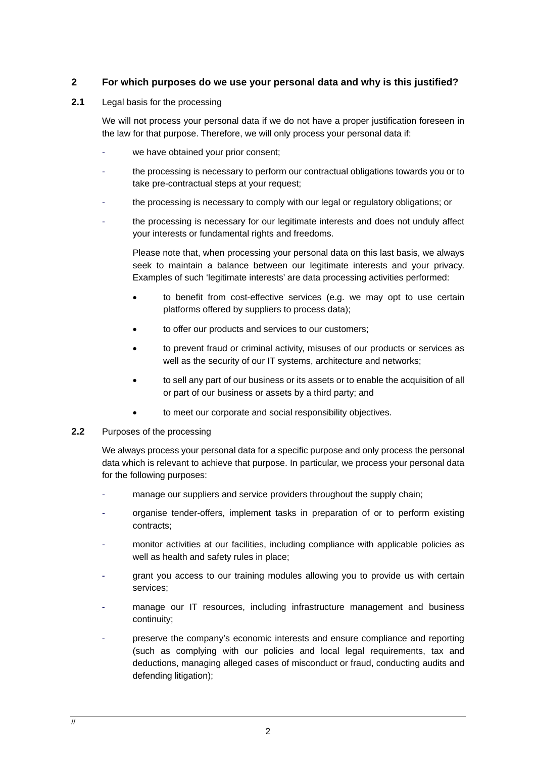## 2 For which purposes do we use your personal data and why is this justified?

### 2.1 Legal basis for the processing

We will not process your personal data if we do not have a proper justification foreseen in the law for that purpose. Therefore, we will only process your personal data if:

- we have obtained your prior consent;
- the processing is necessary to perform our contractual obligations towards you or to take pre-contractual steps at your request;
- the processing is necessary to comply with our legal or regulatory obligations; or
- the processing is necessary for our legitimate interests and does not unduly affect your interests or fundamental rights and freedoms.

  Please note that, when processing your personal data on this last basis, we always seek to maintain a balance between our legitimate interests and your privacy. Examples of such 'legitimate interests' are data processing activities performed:

  - to benefit from cost-effective services (e.g. we may opt to use certain platforms offered by suppliers to process data);
  - to offer our products and services to our customers;
  - to prevent fraud or criminal activity, misuses of our products or services as well as the security of our IT systems, architecture and networks;
  - to sell any part of our business or its assets or to enable the acquisition of all or part of our business or assets by a third party; and
  - to meet our corporate and social responsibility objectives.

### 2.2 Purposes of the processing

We always process your personal data for a specific purpose and only process the personal data which is relevant to achieve that purpose. In particular, we process your personal data for the following purposes:

- manage our suppliers and service providers throughout the supply chain;
- organise tender-offers, implement tasks in preparation of or to perform existing contracts;
- monitor activities at our facilities, including compliance with applicable policies as well as health and safety rules in place;
- grant you access to our training modules allowing you to provide us with certain services;
- manage our IT resources, including infrastructure management and business continuity;
- preserve the company's economic interests and ensure compliance and reporting (such as complying with our policies and local legal requirements, tax and deductions, managing alleged cases of misconduct or fraud, conducting audits and defending litigation);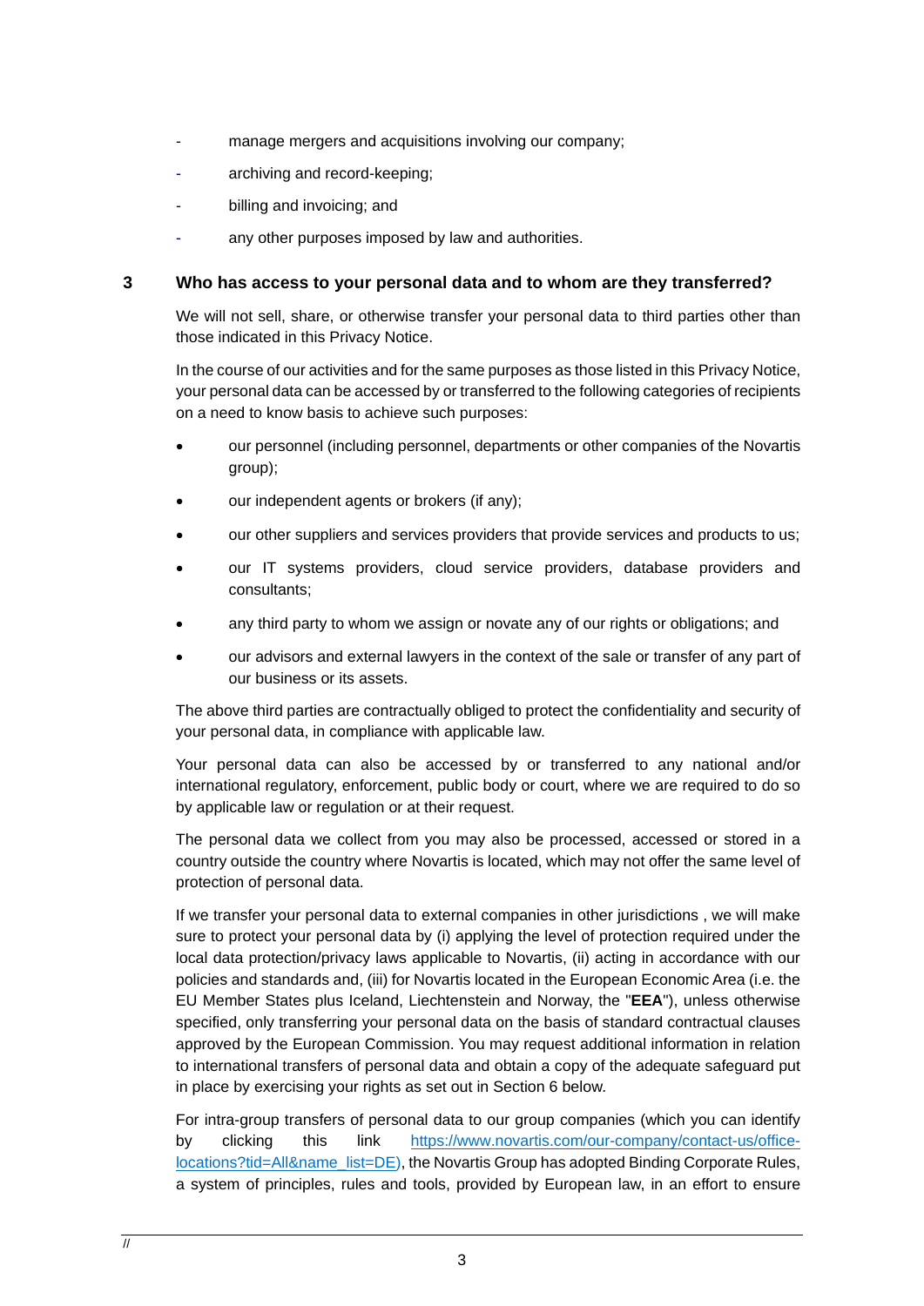- manage mergers and acquisitions involving our company;
- archiving and record-keeping;
- billing and invoicing; and
- any other purposes imposed by law and authorities.

## 3 Who has access to your personal data and to whom are they transferred?

We will not sell, share, or otherwise transfer your personal data to third parties other than those indicated in this Privacy Notice.

In the course of our activities and for the same purposes as those listed in this Privacy Notice, your personal data can be accessed by or transferred to the following categories of recipients on a need to know basis to achieve such purposes:

- our personnel (including personnel, departments or other companies of the Novartis group);
- our independent agents or brokers (if any);
- our other suppliers and services providers that provide services and products to us;
- our IT systems providers, cloud service providers, database providers and consultants;
- any third party to whom we assign or novate any of our rights or obligations; and
- our advisors and external lawyers in the context of the sale or transfer of any part of our business or its assets.

The above third parties are contractually obliged to protect the confidentiality and security of your personal data, in compliance with applicable law.

Your personal data can also be accessed by or transferred to any national and/or international regulatory, enforcement, public body or court, where we are required to do so by applicable law or regulation or at their request.

The personal data we collect from you may also be processed, accessed or stored in a country outside the country where Novartis is located, which may not offer the same level of protection of personal data.

If we transfer your personal data to external companies in other jurisdictions , we will make sure to protect your personal data by (i) applying the level of protection required under the local data protection/privacy laws applicable to Novartis, (ii) acting in accordance with our policies and standards and, (iii) for Novartis located in the European Economic Area (i.e. the EU Member States plus Iceland, Liechtenstein and Norway, the "**EEA**"), unless otherwise specified, only transferring your personal data on the basis of standard contractual clauses approved by the European Commission. You may request additional information in relation to international transfers of personal data and obtain a copy of the adequate safeguard put in place by exercising your rights as set out in Section 6 below.

For intra-group transfers of personal data to our group companies (which you can identify by clicking this link [https://www.novartis.com/our-company/contact-us/office-locations?tid=All&name_list=DE)](https://www.novartis.com/our-company/contact-us/office-locations?tid=All&name_list=DE), the Novartis Group has adopted Binding Corporate Rules, a system of principles, rules and tools, provided by European law, in an effort to ensure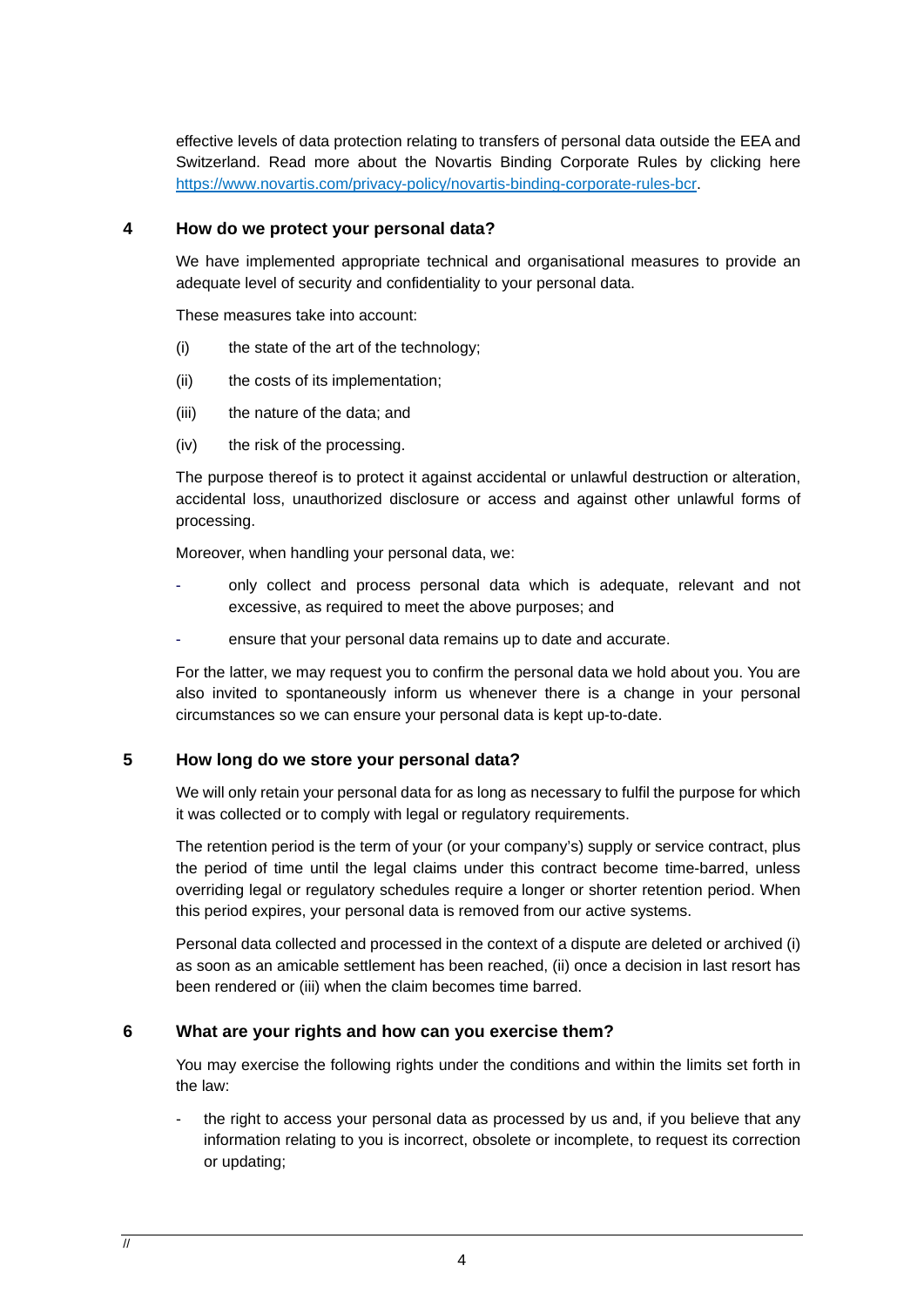effective levels of data protection relating to transfers of personal data outside the EEA and Switzerland. Read more about the Novartis Binding Corporate Rules by clicking here [https://www.novartis.com/privacy-policy/novartis-binding-corporate-rules-bcr](https://www.novartis.com/privacy-policy/novartis-binding-corporate-rules-bcr).

## 4 How do we protect your personal data?

We have implemented appropriate technical and organisational measures to provide an adequate level of security and confidentiality to your personal data.

These measures take into account:

(i) the state of the art of the technology;

(ii) the costs of its implementation;

(iii) the nature of the data; and

(iv) the risk of the processing.

The purpose thereof is to protect it against accidental or unlawful destruction or alteration, accidental loss, unauthorized disclosure or access and against other unlawful forms of processing.

Moreover, when handling your personal data, we:

- only collect and process personal data which is adequate, relevant and not excessive, as required to meet the above purposes; and
- ensure that your personal data remains up to date and accurate.

For the latter, we may request you to confirm the personal data we hold about you. You are also invited to spontaneously inform us whenever there is a change in your personal circumstances so we can ensure your personal data is kept up-to-date.

## 5 How long do we store your personal data?

We will only retain your personal data for as long as necessary to fulfil the purpose for which it was collected or to comply with legal or regulatory requirements.

The retention period is the term of your (or your company's) supply or service contract, plus the period of time until the legal claims under this contract become time-barred, unless overriding legal or regulatory schedules require a longer or shorter retention period. When this period expires, your personal data is removed from our active systems.

Personal data collected and processed in the context of a dispute are deleted or archived (i) as soon as an amicable settlement has been reached, (ii) once a decision in last resort has been rendered or (iii) when the claim becomes time barred.

## 6 What are your rights and how can you exercise them?

You may exercise the following rights under the conditions and within the limits set forth in the law:

- the right to access your personal data as processed by us and, if you believe that any information relating to you is incorrect, obsolete or incomplete, to request its correction or updating;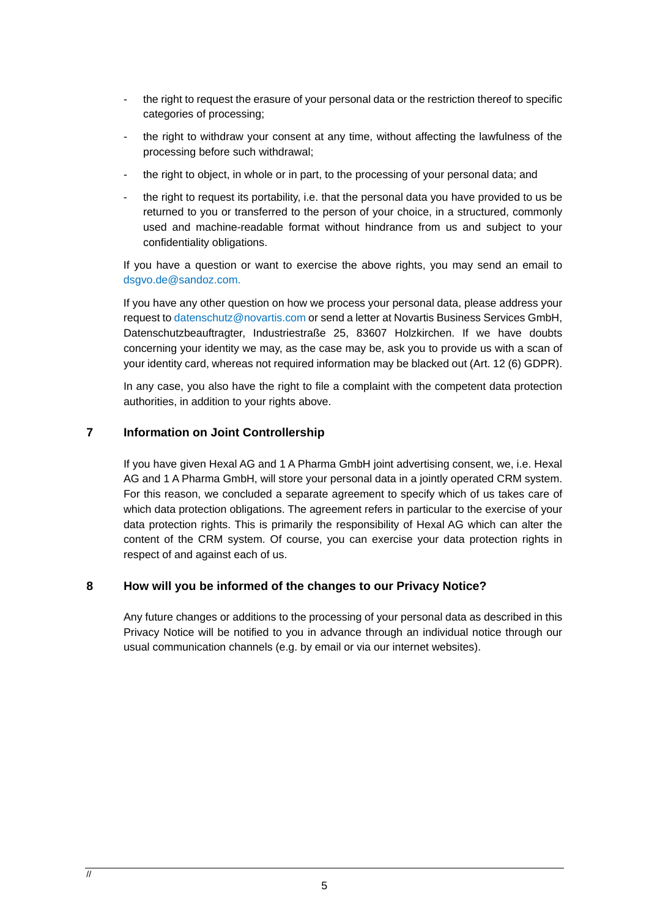- the right to request the erasure of your personal data or the restriction thereof to specific categories of processing;
- the right to withdraw your consent at any time, without affecting the lawfulness of the processing before such withdrawal;
- the right to object, in whole or in part, to the processing of your personal data; and
- the right to request its portability, i.e. that the personal data you have provided to us be returned to you or transferred to the person of your choice, in a structured, commonly used and machine-readable format without hindrance from us and subject to your confidentiality obligations.

If you have a question or want to exercise the above rights, you may send an email to dsgvo.de@sandoz.com.

If you have any other question on how we process your personal data, please address your request to datenschutz@novartis.com or send a letter at Novartis Business Services GmbH, Datenschutzbeauftragter, Industriestraße 25, 83607 Holzkirchen. If we have doubts concerning your identity we may, as the case may be, ask you to provide us with a scan of your identity card, whereas not required information may be blacked out (Art. 12 (6) GDPR).

In any case, you also have the right to file a complaint with the competent data protection authorities, in addition to your rights above.

## 7 Information on Joint Controllership

If you have given Hexal AG and 1 A Pharma GmbH joint advertising consent, we, i.e. Hexal AG and 1 A Pharma GmbH, will store your personal data in a jointly operated CRM system. For this reason, we concluded a separate agreement to specify which of us takes care of which data protection obligations. The agreement refers in particular to the exercise of your data protection rights. This is primarily the responsibility of Hexal AG which can alter the content of the CRM system. Of course, you can exercise your data protection rights in respect of and against each of us.

## 8 How will you be informed of the changes to our Privacy Notice?

Any future changes or additions to the processing of your personal data as described in this Privacy Notice will be notified to you in advance through an individual notice through our usual communication channels (e.g. by email or via our internet websites).